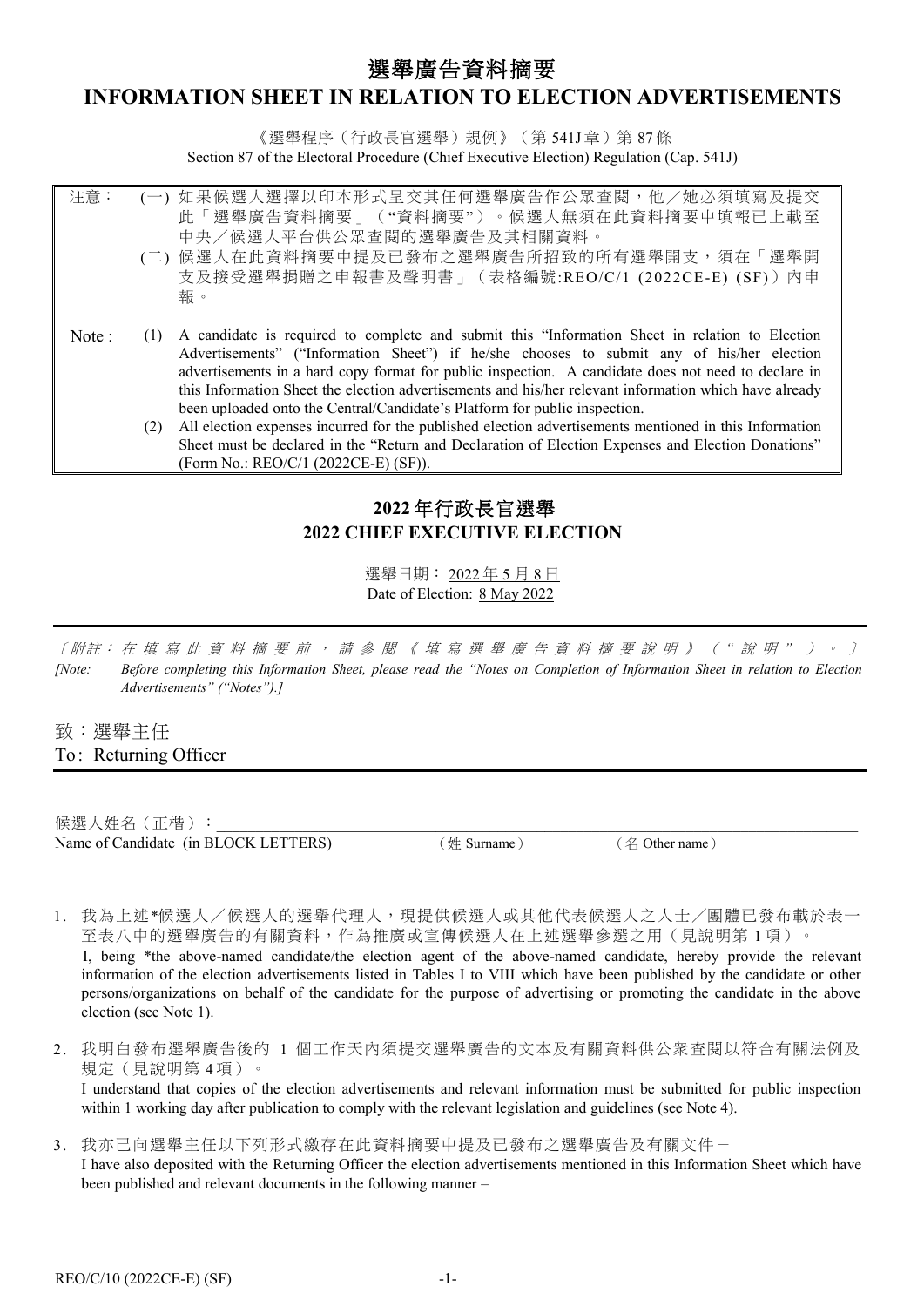# 選舉廣告資料摘要

# INFORMATION SHEET IN RELATION TO ELECTION ADVERTISEMENTS

《選舉程序（行政長官選舉）規例》（第 541J 章）第 87 條

Section 87 of the Electoral Procedure (Chief Executive Election) Regulation (Cap. 541J)

注意：

(一) 如果候選人選擇以印本形式呈交其任何選舉廣告作公眾查閱，他／她必須填寫及提交此「選舉廣告資料摘要」（"資料摘要"）。候選人無須在此資料摘要中填報已上載至中央／候選人平台供公眾查閱的選舉廣告及其相關資料。

(二) 候選人在此資料摘要中提及已發布之選舉廣告所招致的所有選舉開支，須在「選舉開支及接受選舉捐贈之申報書及聲明書」（表格編號:REO/C/1 (2022CE-E) (SF)）內申報。

Note :

(1) A candidate is required to complete and submit this "Information Sheet in relation to Election Advertisements" ("Information Sheet") if he/she chooses to submit any of his/her election advertisements in a hard copy format for public inspection. A candidate does not need to declare in this Information Sheet the election advertisements and his/her relevant information which have already been uploaded onto the Central/Candidate's Platform for public inspection.

(2) All election expenses incurred for the published election advertisements mentioned in this Information Sheet must be declared in the "Return and Declaration of Election Expenses and Election Donations" (Form No.: REO/C/1 (2022CE-E) (SF)).

## 2022 年行政長官選舉
## 2022 CHIEF EXECUTIVE ELECTION

選舉日期： 2022 年 5 月 8 日

Date of Election: 8 May 2022

*〔附註：在填寫此資料摘要前，請參閱《填寫選舉廣告資料摘要說明》（"說明"）。〕*

*[Note: Before completing this Information Sheet, please read the "Notes on Completion of Information Sheet in relation to Election Advertisements" ("Notes").]*

致：選舉主任

To: Returning Officer

候選人姓名（正楷）：______________________________

Name of Candidate (in BLOCK LETTERS) （姓 Surname） （名 Other name）

1. 我為上述*候選人／候選人的選舉代理人，現提供候選人或其他代表候選人之人士／團體已發布載於表一至表八中的選舉廣告的有關資料，作為推廣或宣傳候選人在上述選舉參選之用（見說明第 1 項）。
   I, being *the above-named candidate/the election agent of the above-named candidate, hereby provide the relevant information of the election advertisements listed in Tables I to VIII which have been published by the candidate or other persons/organizations on behalf of the candidate for the purpose of advertising or promoting the candidate in the above election (see Note 1).

2. 我明白發布選舉廣告後的 1 個工作天內須提交選舉廣告的文本及有關資料供公眾查閱以符合有關法例及規定（見說明第 4 項）。
   I understand that copies of the election advertisements and relevant information must be submitted for public inspection within 1 working day after publication to comply with the relevant legislation and guidelines (see Note 4).

3. 我亦已向選舉主任以下列形式繳存在此資料摘要中提及已發布之選舉廣告及有關文件－
   I have also deposited with the Returning Officer the election advertisements mentioned in this Information Sheet which have been published and relevant documents in the following manner –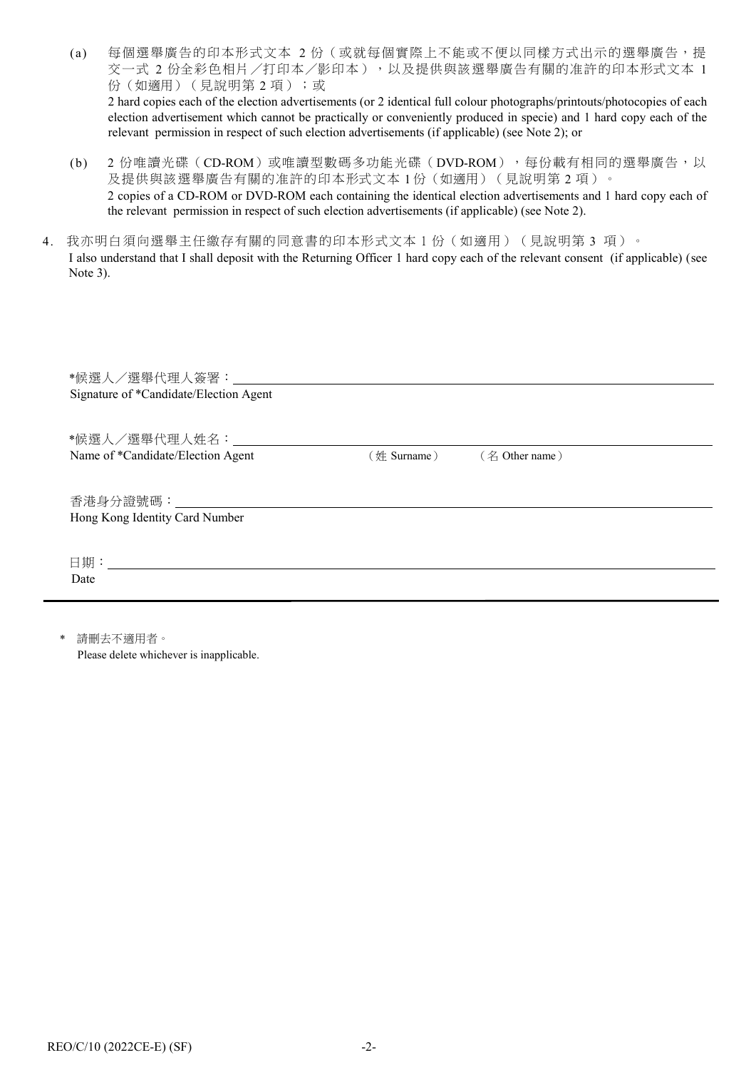(a) 每個選舉廣告的印本形式文本 2 份（或就每個實際上不能或不便以同樣方式出示的選舉廣告，提交一式 2 份全彩色相片／打印本／影印本），以及提供與該選舉廣告有關的准許的印本形式文本 1 份（如適用）（見說明第 2 項）；或
2 hard copies each of the election advertisements (or 2 identical full colour photographs/printouts/photocopies of each election advertisement which cannot be practically or conveniently produced in specie) and 1 hard copy each of the relevant permission in respect of such election advertisements (if applicable) (see Note 2); or

(b) 2 份唯讀光碟（CD-ROM）或唯讀型數碼多功能光碟（DVD-ROM），每份載有相同的選舉廣告，以及提供與該選舉廣告有關的准許的印本形式文本 1 份（如適用）（見說明第 2 項）。
2 copies of a CD-ROM or DVD-ROM each containing the identical election advertisements and 1 hard copy each of the relevant permission in respect of such election advertisements (if applicable) (see Note 2).

4. 我亦明白須向選舉主任繳存有關的同意書的印本形式文本 1 份（如適用）（見說明第 3 項）。
I also understand that I shall deposit with the Returning Officer 1 hard copy each of the relevant consent (if applicable) (see Note 3).

*候選人／選舉代理人簽署：\_\_\_\_\_\_\_\_\_\_\_\_\_\_\_\_\_\_\_\_
Signature of *Candidate/Election Agent

*候選人／選舉代理人姓名：\_\_\_\_\_\_\_\_\_\_\_\_\_\_\_\_\_\_\_\_
Name of *Candidate/Election Agent（姓 Surname）（名 Other name）

香港身分證號碼：\_\_\_\_\_\_\_\_\_\_\_\_\_\_\_\_\_\_\_\_
Hong Kong Identity Card Number

日期：\_\_\_\_\_\_\_\_\_\_\_\_\_\_\_\_\_\_\_\_
Date

\* 請刪去不適用者。
Please delete whichever is inapplicable.

REO/C/10 (2022CE-E) (SF)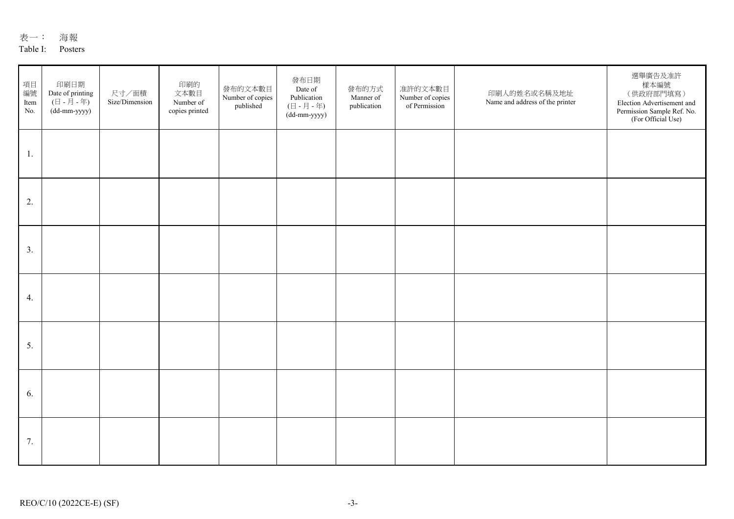表一： 海報

Table I: Posters

| 項目編號 Item No. | 印刷日期 Date of printing (日 - 月 - 年) (dd-mm-yyyy) | 尺寸／面積 Size/Dimension | 印刷的文本數目 Number of copies printed | 發布的文本數目 Number of copies published | 發布日期 Date of Publication (日 - 月 - 年) (dd-mm-yyyy) | 發布的方式 Manner of publication | 准許的文本數目 Number of copies of Permission | 印刷人的姓名或名稱及地址 Name and address of the printer | 選舉廣告及准許樣本編號（供政府部門填寫） Election Advertisement and Permission Sample Ref. No. (For Official Use) |
|---|---|---|---|---|---|---|---|---|---|
| 1. | | | | | | | | | |
| 2. | | | | | | | | | |
| 3. | | | | | | | | | |
| 4. | | | | | | | | | |
| 5. | | | | | | | | | |
| 6. | | | | | | | | | |
| 7. | | | | | | | | | |

REO/C/10 (2022CE-E) (SF)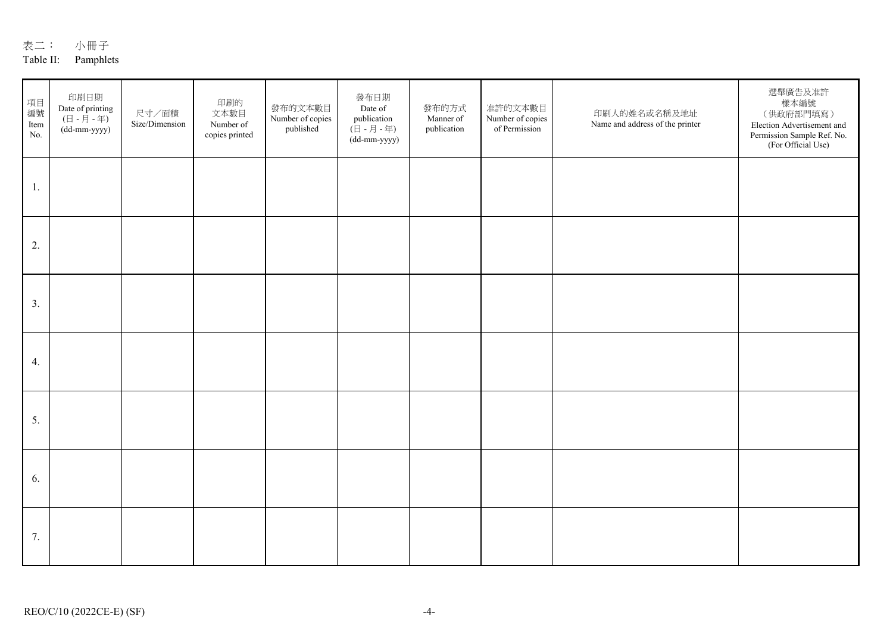表二： 小冊子
Table II: Pamphlets

| 項目編號 Item No. | 印刷日期 Date of printing (日 - 月 - 年) (dd-mm-yyyy) | 尺寸／面積 Size/Dimension | 印刷的文本數目 Number of copies printed | 發布的文本數目 Number of copies published | 發布日期 Date of publication (日 - 月 - 年) (dd-mm-yyyy) | 發布的方式 Manner of publication | 准許的文本數目 Number of copies of Permission | 印刷人的姓名或名稱及地址 Name and address of the printer | 選舉廣告及准許樣本編號（供政府部門填寫） Election Advertisement and Permission Sample Ref. No. (For Official Use) |
| --- | --- | --- | --- | --- | --- | --- | --- | --- | --- |
| 1. | | | | | | | | | |
| 2. | | | | | | | | | |
| 3. | | | | | | | | | |
| 4. | | | | | | | | | |
| 5. | | | | | | | | | |
| 6. | | | | | | | | | |
| 7. | | | | | | | | | |

REO/C/10 (2022CE-E) (SF)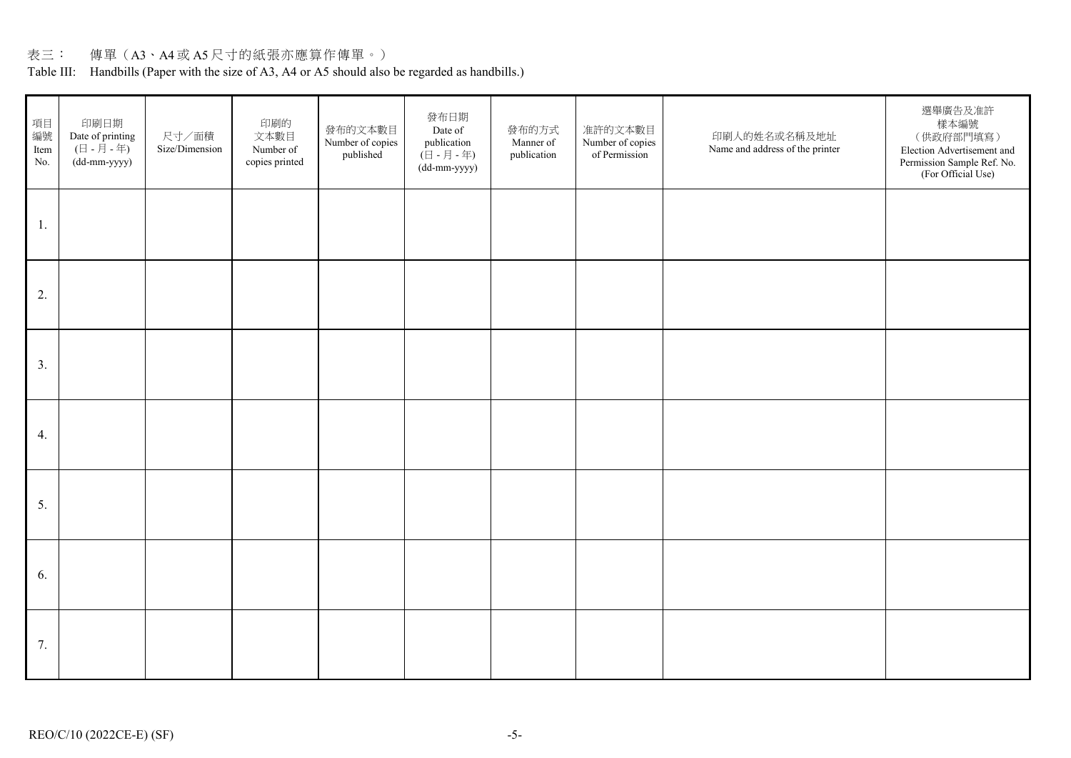表三： 傳單（A3、A4 或 A5 尺寸的紙張亦應算作傳單。）

Table III: Handbills (Paper with the size of A3, A4 or A5 should also be regarded as handbills.)

| 項目編號 Item No. | 印刷日期 Date of printing (日 - 月 - 年) (dd-mm-yyyy) | 尺寸／面積 Size/Dimension | 印刷的文本數目 Number of copies printed | 發布的文本數目 Number of copies published | 發布日期 Date of publication (日 - 月 - 年) (dd-mm-yyyy) | 發布的方式 Manner of publication | 准許的文本數目 Number of copies of Permission | 印刷人的姓名或名稱及地址 Name and address of the printer | 選舉廣告及准許樣本編號（供政府部門填寫） Election Advertisement and Permission Sample Ref. No. (For Official Use) |
|---|---|---|---|---|---|---|---|---|---|
| 1. | | | | | | | | | |
| 2. | | | | | | | | | |
| 3. | | | | | | | | | |
| 4. | | | | | | | | | |
| 5. | | | | | | | | | |
| 6. | | | | | | | | | |
| 7. | | | | | | | | | |

REO/C/10 (2022CE-E) (SF)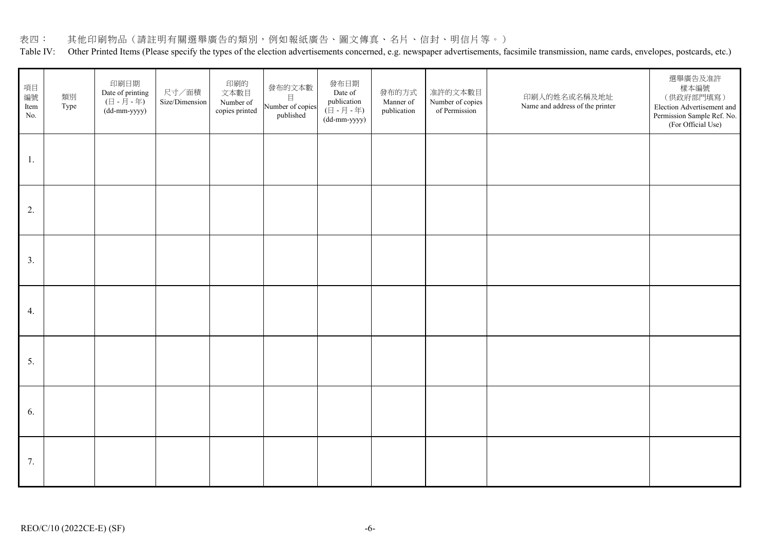表四：　其他印刷物品（請註明有關選舉廣告的類別，例如報紙廣告、圖文傳真、名片、信封、明信片等。）

Table IV:　Other Printed Items (Please specify the types of the election advertisements concerned, e.g. newspaper advertisements, facsimile transmission, name cards, envelopes, postcards, etc.)

| 項目編號 Item No. | 類別 Type | 印刷日期 Date of printing (日 - 月 - 年) (dd-mm-yyyy) | 尺寸／面積 Size/Dimension | 印刷的文本數目 Number of copies printed | 發布的文本數目 Number of copies published | 發布日期 Date of publication (日 - 月 - 年) (dd-mm-yyyy) | 發布的方式 Manner of publication | 准許的文本數目 Number of copies of Permission | 印刷人的姓名或名稱及地址 Name and address of the printer | 選舉廣告及准許樣本編號（供政府部門填寫） Election Advertisement and Permission Sample Ref. No. (For Official Use) |
|---|---|---|---|---|---|---|---|---|---|---|
| 1. | | | | | | | | | | |
| 2. | | | | | | | | | | |
| 3. | | | | | | | | | | |
| 4. | | | | | | | | | | |
| 5. | | | | | | | | | | |
| 6. | | | | | | | | | | |
| 7. | | | | | | | | | | |

REO/C/10 (2022CE-E) (SF)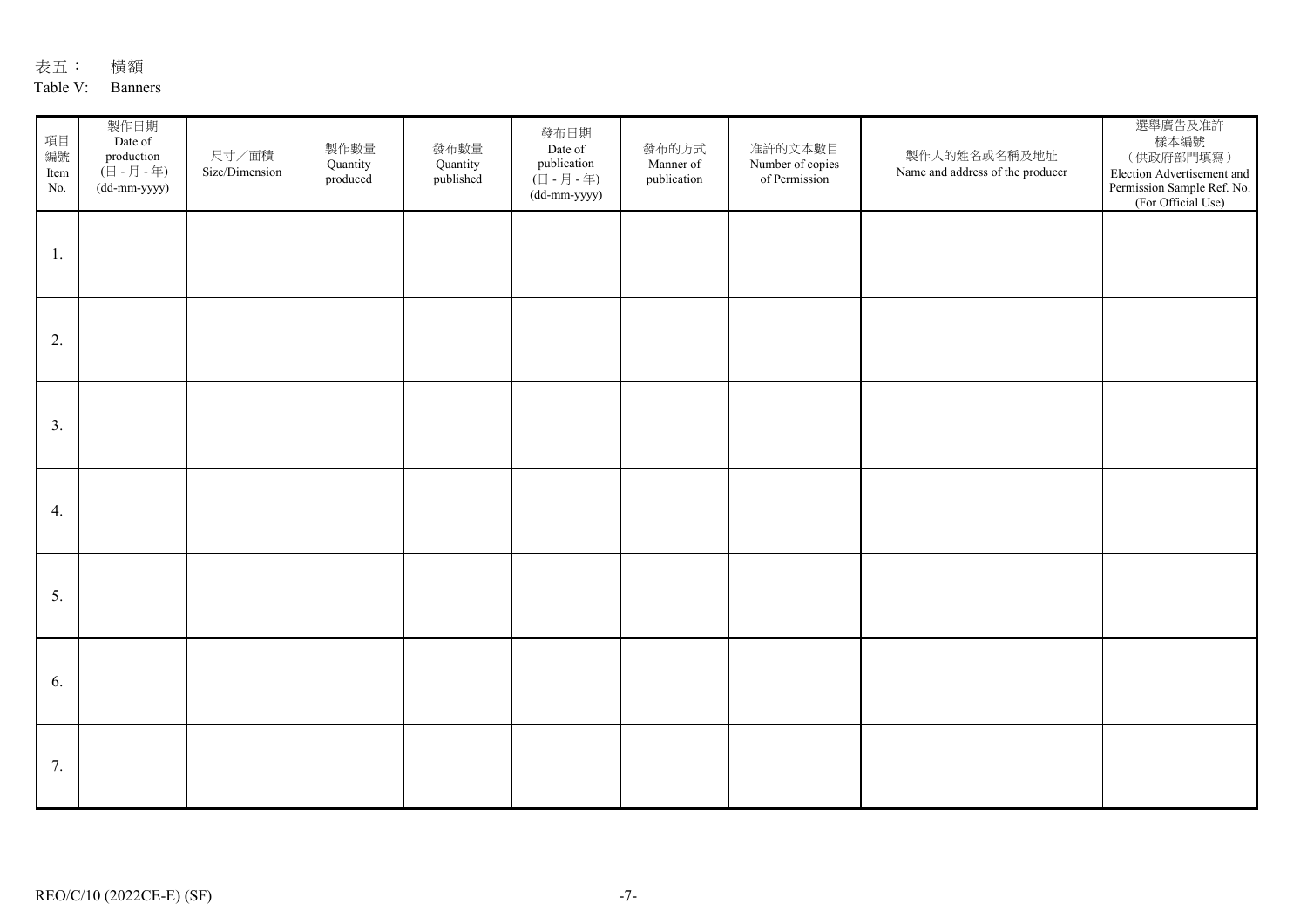表五： 橫額
Table V: Banners

| 項目編號 Item No. | 製作日期 Date of production (日 - 月 - 年) (dd-mm-yyyy) | 尺寸／面積 Size/Dimension | 製作數量 Quantity produced | 發布數量 Quantity published | 發布日期 Date of publication (日 - 月 - 年) (dd-mm-yyyy) | 發布的方式 Manner of publication | 准許的文本數目 Number of copies of Permission | 製作人的姓名或名稱及地址 Name and address of the producer | 選舉廣告及准許樣本編號（供政府部門填寫） Election Advertisement and Permission Sample Ref. No. (For Official Use) |
|---|---|---|---|---|---|---|---|---|---|
| 1. | | | | | | | | | |
| 2. | | | | | | | | | |
| 3. | | | | | | | | | |
| 4. | | | | | | | | | |
| 5. | | | | | | | | | |
| 6. | | | | | | | | | |
| 7. | | | | | | | | | |

REO/C/10 (2022CE-E) (SF)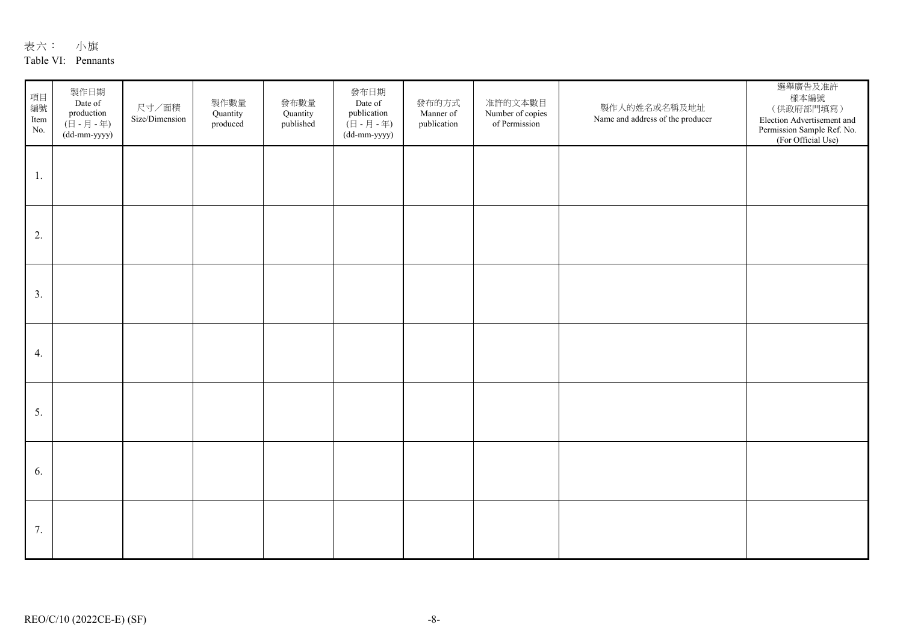表六： 小旗
Table VI: Pennants

| 項目編號 Item No. | 製作日期 Date of production (日 - 月 - 年) (dd-mm-yyyy) | 尺寸／面積 Size/Dimension | 製作數量 Quantity produced | 發布數量 Quantity published | 發布日期 Date of publication (日 - 月 - 年) (dd-mm-yyyy) | 發布的方式 Manner of publication | 准許的文本數目 Number of copies of Permission | 製作人的姓名或名稱及地址 Name and address of the producer | 選舉廣告及准許樣本編號（供政府部門填寫） Election Advertisement and Permission Sample Ref. No. (For Official Use) |
|---|---|---|---|---|---|---|---|---|---|
| 1. | | | | | | | | | |
| 2. | | | | | | | | | |
| 3. | | | | | | | | | |
| 4. | | | | | | | | | |
| 5. | | | | | | | | | |
| 6. | | | | | | | | | |
| 7. | | | | | | | | | |

REO/C/10 (2022CE-E) (SF)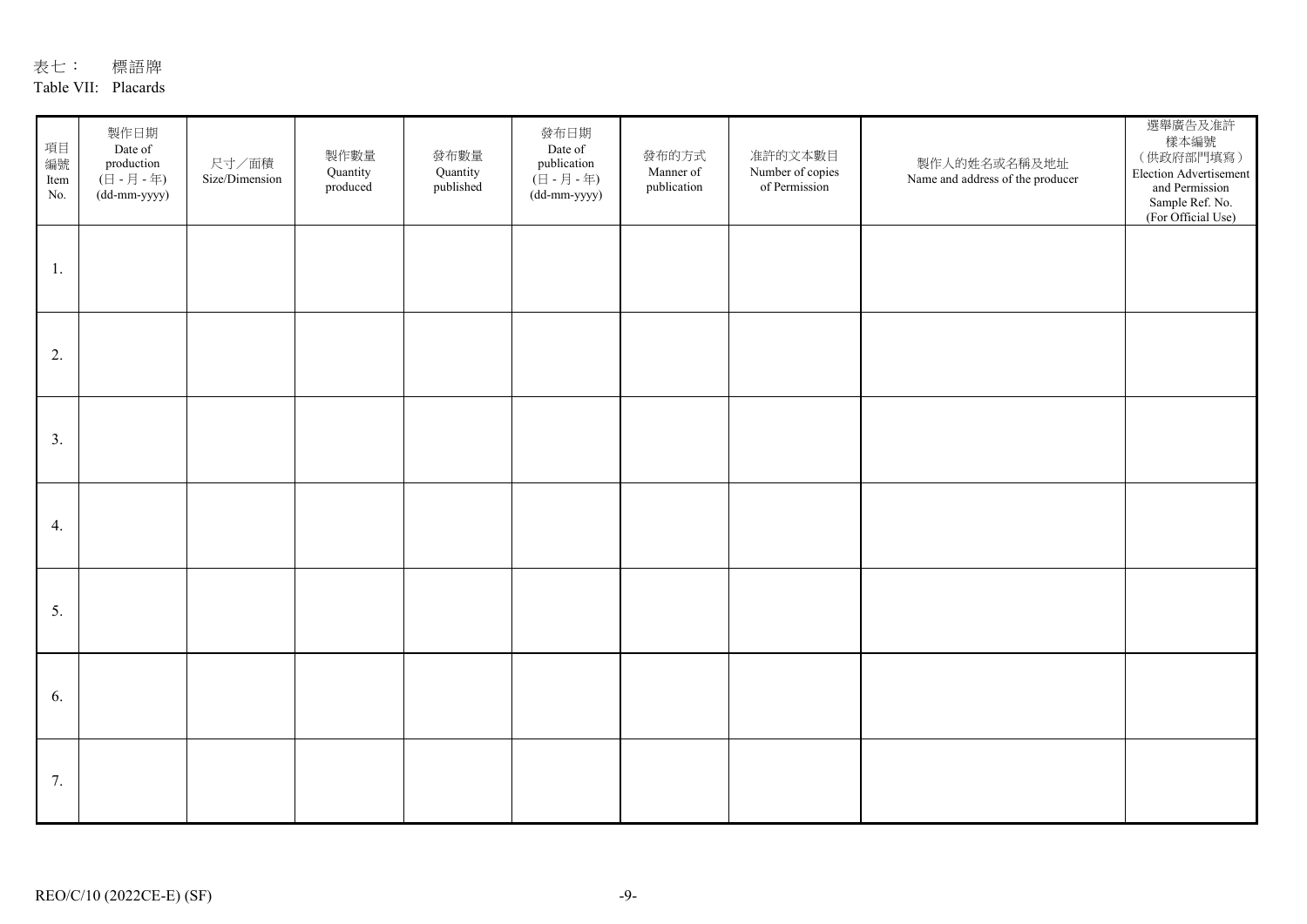表七： 標語牌
Table VII: Placards

| 項目編號 Item No. | 製作日期 Date of production (日 - 月 - 年) (dd-mm-yyyy) | 尺寸／面積 Size/Dimension | 製作數量 Quantity produced | 發布數量 Quantity published | 發布日期 Date of publication (日 - 月 - 年) (dd-mm-yyyy) | 發布的方式 Manner of publication | 准許的文本數目 Number of copies of Permission | 製作人的姓名或名稱及地址 Name and address of the producer | 選舉廣告及准許樣本編號（供政府部門填寫） Election Advertisement and Permission Sample Ref. No. (For Official Use) |
|---|---|---|---|---|---|---|---|---|---|
| 1. | | | | | | | | | |
| 2. | | | | | | | | | |
| 3. | | | | | | | | | |
| 4. | | | | | | | | | |
| 5. | | | | | | | | | |
| 6. | | | | | | | | | |
| 7. | | | | | | | | | |

REO/C/10 (2022CE-E) (SF)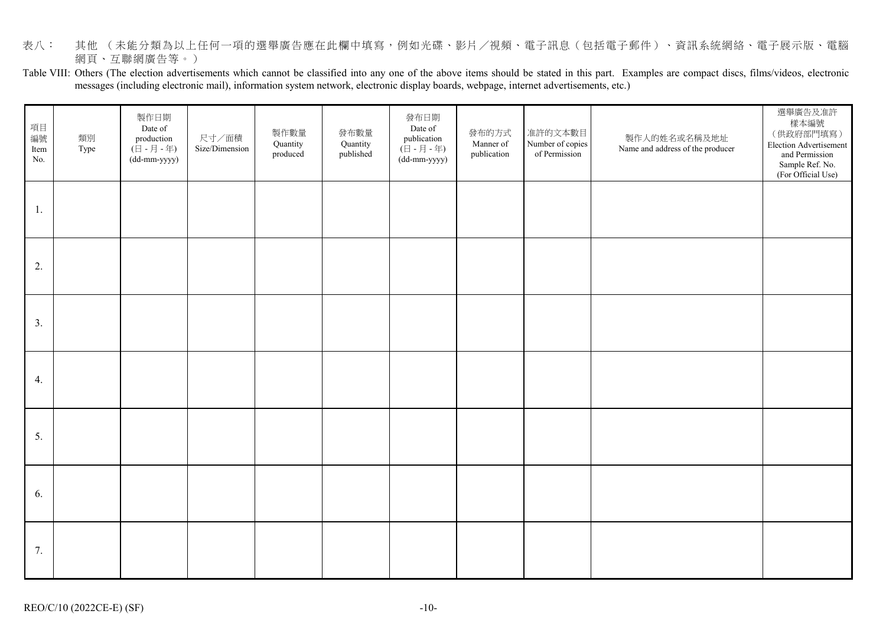表八： 其他 （未能分類為以上任何一項的選舉廣告應在此欄中填寫，例如光碟、影片／視頻、電子訊息（包括電子郵件）、資訊系統網絡、電子展示版、電腦網頁、互聯網廣告等。）

Table VIII: Others (The election advertisements which cannot be classified into any one of the above items should be stated in this part. Examples are compact discs, films/videos, electronic messages (including electronic mail), information system network, electronic display boards, webpage, internet advertisements, etc.)

| 項目編號 Item No. | 類別 Type | 製作日期 Date of production (日 - 月 - 年) (dd-mm-yyyy) | 尺寸／面積 Size/Dimension | 製作數量 Quantity produced | 發布數量 Quantity published | 發布日期 Date of publication (日 - 月 - 年) (dd-mm-yyyy) | 發布的方式 Manner of publication | 准許的文本數目 Number of copies of Permission | 製作人的姓名或名稱及地址 Name and address of the producer | 選舉廣告及准許樣本編號（供政府部門填寫） Election Advertisement and Permission Sample Ref. No. (For Official Use) |
|---|---|---|---|---|---|---|---|---|---|---|
| 1. | | | | | | | | | | |
| 2. | | | | | | | | | | |
| 3. | | | | | | | | | | |
| 4. | | | | | | | | | | |
| 5. | | | | | | | | | | |
| 6. | | | | | | | | | | |
| 7. | | | | | | | | | | |

REO/C/10 (2022CE-E) (SF)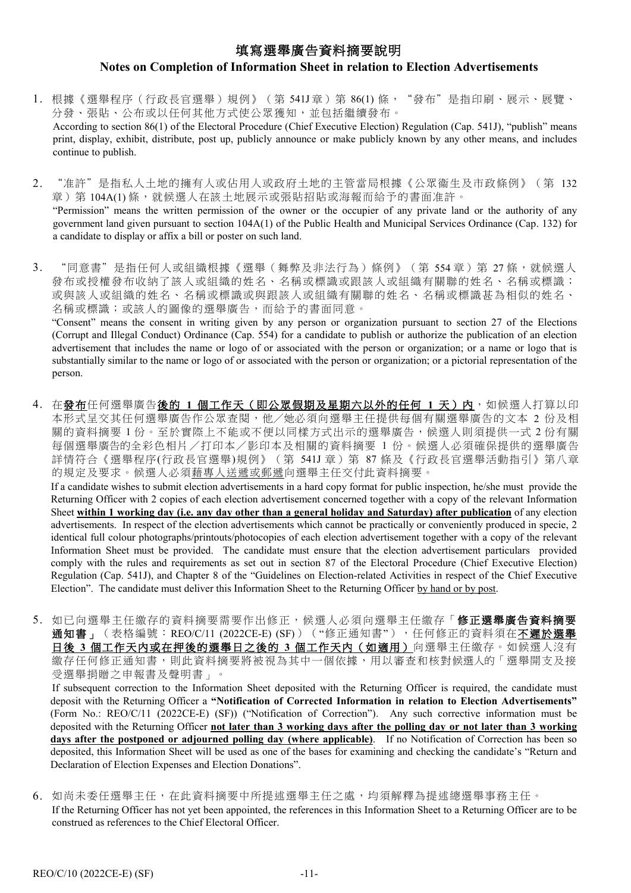# 填寫選舉廣告資料摘要說明

## Notes on Completion of Information Sheet in relation to Election Advertisements

1. 根據《選舉程序（行政長官選舉）規例》（第 541J 章）第 86(1) 條，“發布”是指印刷、展示、展覽、分發、張貼、公布或以任何其他方式使公眾獲知，並包括繼續發布。
   According to section 86(1) of the Electoral Procedure (Chief Executive Election) Regulation (Cap. 541J), "publish" means print, display, exhibit, distribute, post up, publicly announce or make publicly known by any other means, and includes continue to publish.

2. “准許”是指私人土地的擁有人或佔用人或政府土地的主管當局根據《公眾衞生及市政條例》（第 132 章）第 104A(1) 條，就候選人在該土地展示或張貼招貼或海報而給予的書面准許。
   "Permission" means the written permission of the owner or the occupier of any private land or the authority of any government land given pursuant to section 104A(1) of the Public Health and Municipal Services Ordinance (Cap. 132) for a candidate to display or affix a bill or poster on such land.

3. “同意書”是指任何人或組織根據《選舉（舞弊及非法行為）條例》（第 554 章）第 27 條，就候選人發布或授權發布收納了該人或組織的姓名、名稱或標識或跟該人或組織有關聯的姓名、名稱或標識；或與該人或組織的姓名、名稱或標識或與跟該人或組織有關聯的姓名、名稱或標識甚為相似的姓名、名稱或標識；或該人的圖像的選舉廣告，而給予的書面同意。
   "Consent" means the consent in writing given by any person or organization pursuant to section 27 of the Elections (Corrupt and Illegal Conduct) Ordinance (Cap. 554) for a candidate to publish or authorize the publication of an election advertisement that includes the name or logo of or associated with the person or organization; or a name or logo that is substantially similar to the name or logo of or associated with the person or organization; or a pictorial representation of the person.

4. 在**<u>發布</u>**任何選舉廣告**<u>後的 1 個工作天（即公眾假期及星期六以外的任何 1 天）內</u>**，如候選人打算以印本形式呈交其任何選舉廣告作公眾查閱，他／她必須向選舉主任提供每個有關選舉廣告的文本 2 份及相關的資料摘要 1 份。至於實際上不能或不便以同樣方式出示的選舉廣告，候選人則須提供一式 2 份有關每個選舉廣告的全彩色相片／打印本／影印本及相關的資料摘要 1 份。候選人必須確保提供的選舉廣告詳情符合《選舉程序(行政長官選舉)規例》（第 541J 章）第 87 條及《行政長官選舉活動指引》第八章的規定及要求。候選人必須<u>藉專人送遞或郵遞</u>向選舉主任交付此資料摘要。
   If a candidate wishes to submit election advertisements in a hard copy format for public inspection, he/she must provide the Returning Officer with 2 copies of each election advertisement concerned together with a copy of the relevant Information Sheet **<u>within 1 working day (i.e. any day other than a general holiday and Saturday) after publication</u>** of any election advertisements. In respect of the election advertisements which cannot be practically or conveniently produced in specie, 2 identical full colour photographs/printouts/photocopies of each election advertisement together with a copy of the relevant Information Sheet must be provided. The candidate must ensure that the election advertisement particulars provided comply with the rules and requirements as set out in section 87 of the Electoral Procedure (Chief Executive Election) Regulation (Cap. 541J), and Chapter 8 of the "Guidelines on Election-related Activities in respect of the Chief Executive Election". The candidate must deliver this Information Sheet to the Returning Officer <u>by hand or by post</u>.

5. 如已向選舉主任繳存的資料摘要需要作出修正，候選人必須向選舉主任繳存「**修正選舉廣告資料摘要通知書**」（表格編號：REO/C/11 (2022CE-E) (SF)）（“修正通知書”），任何修正的資料須在**<u>不遲於選舉日後 3 個工作天內或在押後的選舉日之後的 3 個工作天內（如適用）</u>**向選舉主任繳存。如候選人沒有繳存任何修正通知書，則此資料摘要將被視為其中一個依據，用以審查和核對候選人的「選舉開支及接受選舉捐贈之申報書及聲明書」。
   If subsequent correction to the Information Sheet deposited with the Returning Officer is required, the candidate must deposit with the Returning Officer a **"Notification of Corrected Information in relation to Election Advertisements"** (Form No.: REO/C/11 (2022CE-E) (SF)) ("Notification of Correction"). Any such corrective information must be deposited with the Returning Officer **<u>not later than 3 working days after the polling day or not later than 3 working days after the postponed or adjourned polling day (where applicable)</u>**. If no Notification of Correction has been so deposited, this Information Sheet will be used as one of the bases for examining and checking the candidate's "Return and Declaration of Election Expenses and Election Donations".

6. 如尚未委任選舉主任，在此資料摘要中所提述選舉主任之處，均須解釋為提述總選舉事務主任。
   If the Returning Officer has not yet been appointed, the references in this Information Sheet to a Returning Officer are to be construed as references to the Chief Electoral Officer.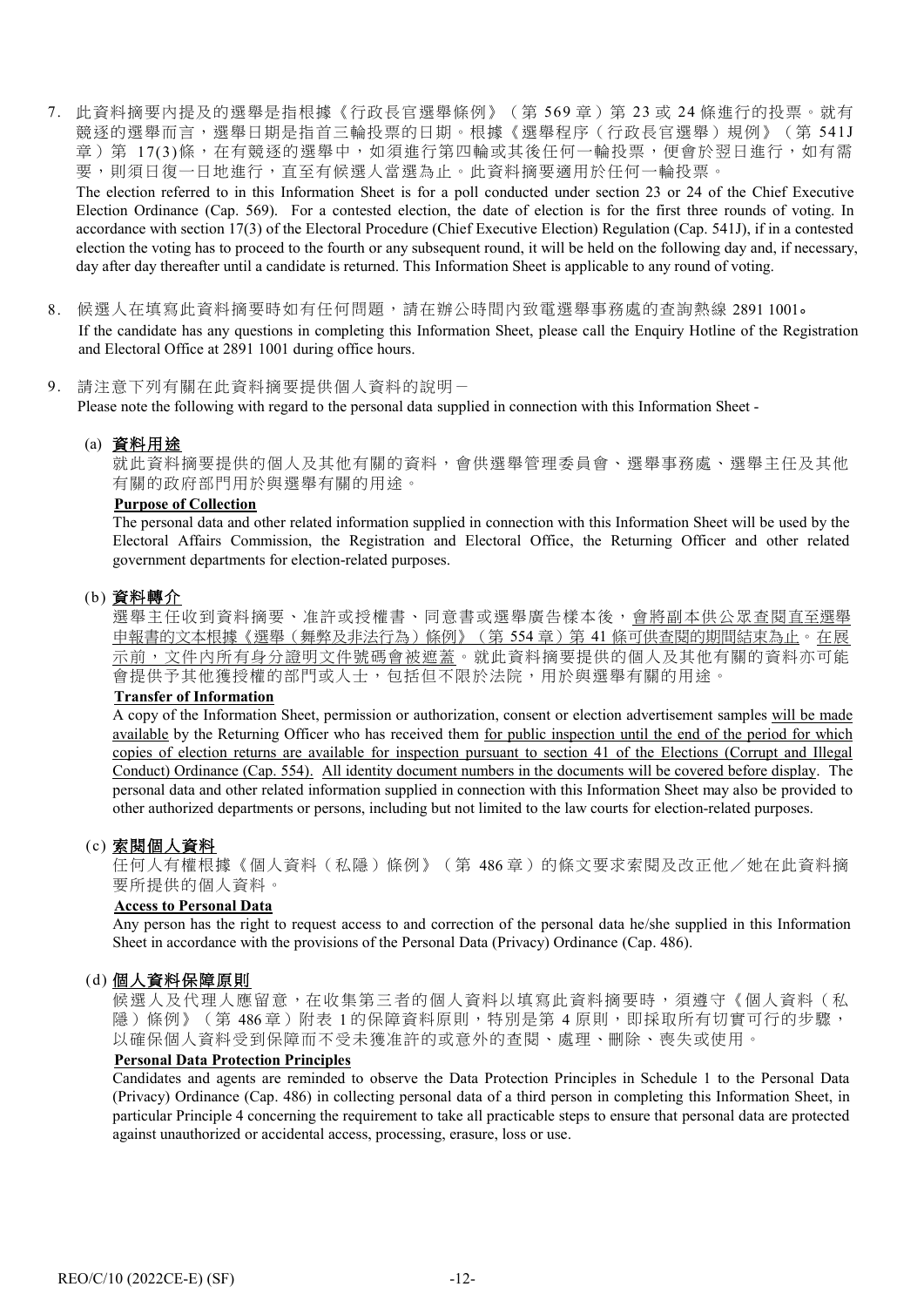7. 此資料摘要內提及的選舉是指根據《行政長官選舉條例》（第 569 章）第 23 或 24 條進行的投票。就有競逐的選舉而言，選舉日期是指首三輪投票的日期。根據《選舉程序（行政長官選舉）規例》（第 541J 章）第 17(3)條，在有競逐的選舉中，如須進行第四輪或其後任何一輪投票，便會於翌日進行，如有需要，則須日復一日地進行，直至有候選人當選為止。此資料摘要適用於任何一輪投票。

   The election referred to in this Information Sheet is for a poll conducted under section 23 or 24 of the Chief Executive Election Ordinance (Cap. 569). For a contested election, the date of election is for the first three rounds of voting. In accordance with section 17(3) of the Electoral Procedure (Chief Executive Election) Regulation (Cap. 541J), if in a contested election the voting has to proceed to the fourth or any subsequent round, it will be held on the following day and, if necessary, day after day thereafter until a candidate is returned. This Information Sheet is applicable to any round of voting.

8. 候選人在填寫此資料摘要時如有任何問題，請在辦公時間內致電選舉事務處的查詢熱線 2891 1001。

   If the candidate has any questions in completing this Information Sheet, please call the Enquiry Hotline of the Registration and Electoral Office at 2891 1001 during office hours.

9. 請注意下列有關在此資料摘要提供個人資料的說明－

   Please note the following with regard to the personal data supplied in connection with this Information Sheet -

   (a) **資料用途**

   就此資料摘要提供的個人及其他有關的資料，會供選舉管理委員會、選舉事務處、選舉主任及其他有關的政府部門用於與選舉有關的用途。

   **Purpose of Collection**

   The personal data and other related information supplied in connection with this Information Sheet will be used by the Electoral Affairs Commission, the Registration and Electoral Office, the Returning Officer and other related government departments for election-related purposes.

   (b) **資料轉介**

   選舉主任收到資料摘要、准許或授權書、同意書或選舉廣告樣本後，會將副本供公眾查閱直至選舉申報書的文本根據《選舉（舞弊及非法行為）條例》（第 554 章）第 41 條可供查閱的期間結束為止。在展示前，文件內所有身分證明文件號碼會被遮蓋。就此資料摘要提供的個人及其他有關的資料亦可能會提供予其他獲授權的部門或人士，包括但不限於法院，用於與選舉有關的用途。

   **Transfer of Information**

   A copy of the Information Sheet, permission or authorization, consent or election advertisement samples will be made available by the Returning Officer who has received them for public inspection until the end of the period for which copies of election returns are available for inspection pursuant to section 41 of the Elections (Corrupt and Illegal Conduct) Ordinance (Cap. 554). All identity document numbers in the documents will be covered before display. The personal data and other related information supplied in connection with this Information Sheet may also be provided to other authorized departments or persons, including but not limited to the law courts for election-related purposes.

   (c) **索閱個人資料**

   任何人有權根據《個人資料（私隱）條例》（第 486 章）的條文要求索閱及改正他／她在此資料摘要所提供的個人資料。

   **Access to Personal Data**

   Any person has the right to request access to and correction of the personal data he/she supplied in this Information Sheet in accordance with the provisions of the Personal Data (Privacy) Ordinance (Cap. 486).

   (d) **個人資料保障原則**

   候選人及代理人應留意，在收集第三者的個人資料以填寫此資料摘要時，須遵守《個人資料（私隱）條例》（第 486 章）附表 1 的保障資料原則，特別是第 4 原則，即採取所有切實可行的步驟，以確保個人資料受到保障而不受未獲准許的或意外的查閱、處理、刪除、喪失或使用。

   **Personal Data Protection Principles**

   Candidates and agents are reminded to observe the Data Protection Principles in Schedule 1 to the Personal Data (Privacy) Ordinance (Cap. 486) in collecting personal data of a third person in completing this Information Sheet, in particular Principle 4 concerning the requirement to take all practicable steps to ensure that personal data are protected against unauthorized or accidental access, processing, erasure, loss or use.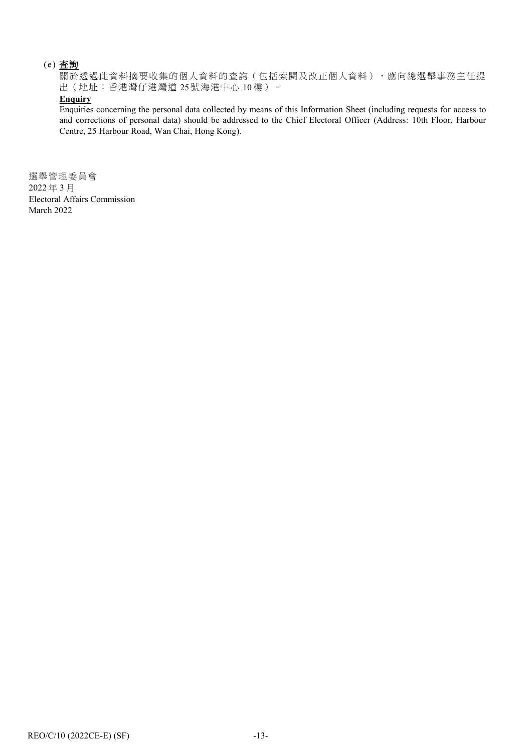(e) **<u>查詢</u>**

關於透過此資料摘要收集的個人資料的查詢（包括索閱及改正個人資料），應向總選舉事務主任提出（地址：香港灣仔港灣道 25 號海港中心 10 樓）。

**<u>Enquiry</u>**

Enquiries concerning the personal data collected by means of this Information Sheet (including requests for access to and corrections of personal data) should be addressed to the Chief Electoral Officer (Address: 10th Floor, Harbour Centre, 25 Harbour Road, Wan Chai, Hong Kong).

選舉管理委員會
2022 年 3 月
Electoral Affairs Commission
March 2022

REO/C/10 (2022CE-E) (SF)